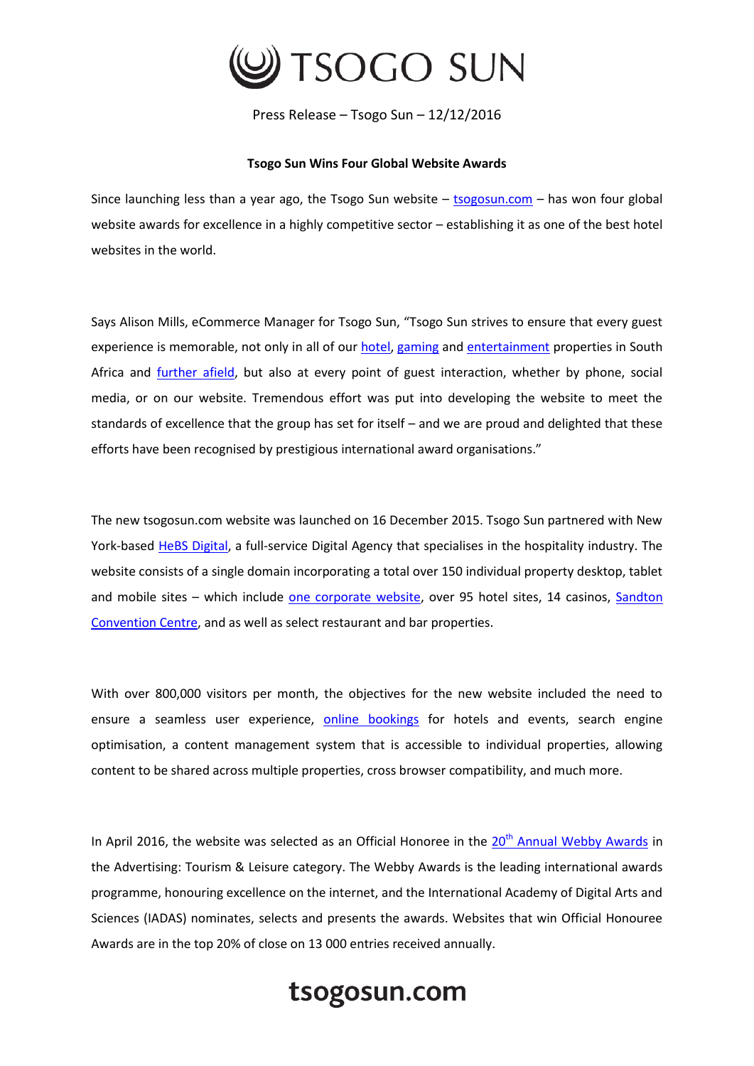# TSOGO SUN

Press Release – Tsogo Sun – 12/12/2016

**Tsogo Sun Wins Four Global Website Awards**

Since launching less than a year ago, the Tsogo Sun website – tsogosun.com – has won four global website awards for excellence in a highly competitive sector – establishing it as one of the best hotel websites in the world.

Says Alison Mills, eCommerce Manager for Tsogo Sun, "Tsogo Sun strives to ensure that every guest experience is memorable, not only in all of our hotel, gaming and entertainment properties in South Africa and further afield, but also at every point of guest interaction, whether by phone, social media, or on our website. Tremendous effort was put into developing the website to meet the standards of excellence that the group has set for itself – and we are proud and delighted that these efforts have been recognised by prestigious international award organisations."

The new tsogosun.com website was launched on 16 December 2015. Tsogo Sun partnered with New York-based HeBS Digital, a full-service Digital Agency that specialises in the hospitality industry. The website consists of a single domain incorporating a total over 150 individual property desktop, tablet and mobile sites – which include one corporate website, over 95 hotel sites, 14 casinos, Sandton Convention Centre, and as well as select restaurant and bar properties.

With over 800,000 visitors per month, the objectives for the new website included the need to ensure a seamless user experience, online bookings for hotels and events, search engine optimisation, a content management system that is accessible to individual properties, allowing content to be shared across multiple properties, cross browser compatibility, and much more.

In April 2016, the website was selected as an Official Honoree in the 20th Annual Webby Awards in the Advertising: Tourism & Leisure category. The Webby Awards is the leading international awards programme, honouring excellence on the internet, and the International Academy of Digital Arts and Sciences (IADAS) nominates, selects and presents the awards. Websites that win Official Honouree Awards are in the top 20% of close on 13 000 entries received annually.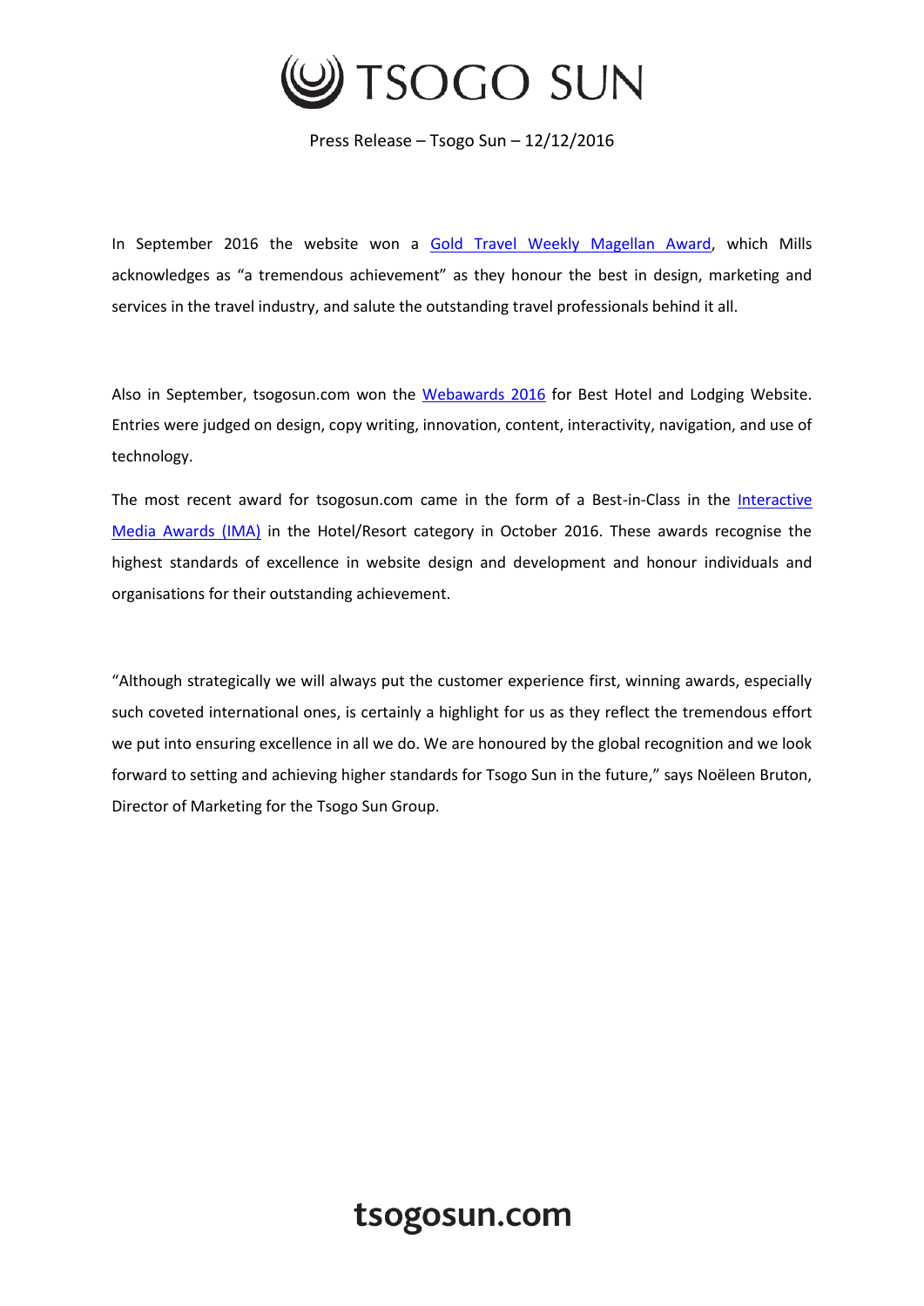In September 2016 the website won a [Gold Travel Weekly Magellan Award](), which Mills acknowledges as "a tremendous achievement" as they honour the best in design, marketing and services in the travel industry, and salute the outstanding travel professionals behind it all.

Also in September, tsogosun.com won the [Webawards 2016]() for Best Hotel and Lodging Website. Entries were judged on design, copy writing, innovation, content, interactivity, navigation, and use of technology.

The most recent award for tsogosun.com came in the form of a Best-in-Class in the [Interactive Media Awards (IMA)]() in the Hotel/Resort category in October 2016. These awards recognise the highest standards of excellence in website design and development and honour individuals and organisations for their outstanding achievement.

"Although strategically we will always put the customer experience first, winning awards, especially such coveted international ones, is certainly a highlight for us as they reflect the tremendous effort we put into ensuring excellence in all we do. We are honoured by the global recognition and we look forward to setting and achieving higher standards for Tsogo Sun in the future," says Noëleen Bruton, Director of Marketing for the Tsogo Sun Group.